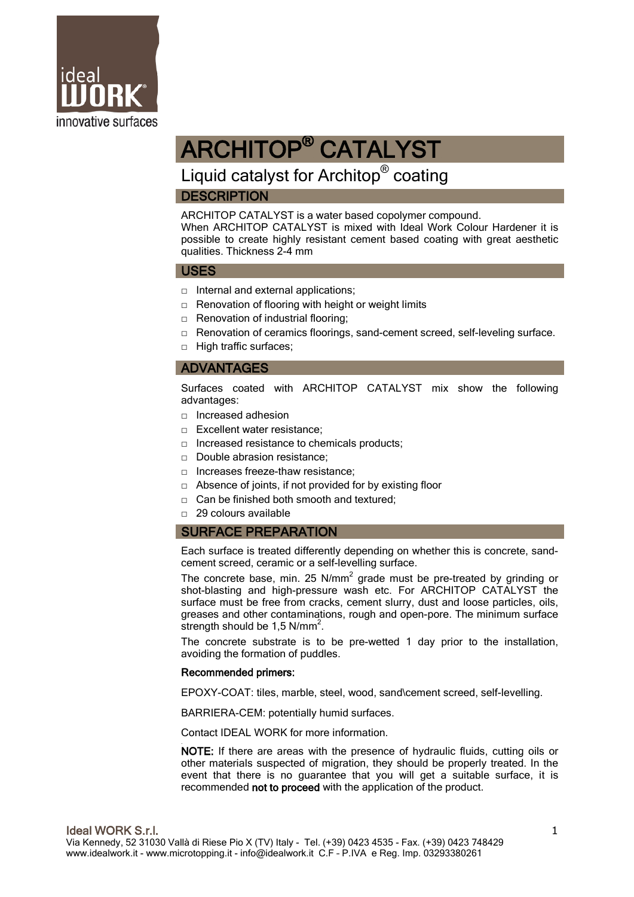# ARCHITOP® CATALYST

## Liquid catalyst for Architop® coating

### DESCRIPTION

ARCHITOP CATALYST is a water based copolymer compound.
When ARCHITOP CATALYST is mixed with Ideal Work Colour Hardener it is possible to create highly resistant cement based coating with great aesthetic qualities. Thickness 2-4 mm

### USES

- Internal and external applications;
- Renovation of flooring with height or weight limits
- Renovation of industrial flooring;
- Renovation of ceramics floorings, sand-cement screed, self-leveling surface.
- High traffic surfaces;

### ADVANTAGES

Surfaces coated with ARCHITOP CATALYST mix show the following advantages:

- Increased adhesion
- Excellent water resistance;
- Increased resistance to chemicals products;
- Double abrasion resistance;
- Increases freeze-thaw resistance;
- Absence of joints, if not provided for by existing floor
- Can be finished both smooth and textured;
- 29 colours available

### SURFACE PREPARATION

Each surface is treated differently depending on whether this is concrete, sand-cement screed, ceramic or a self-levelling surface.

The concrete base, min. 25 N/mm$^2$ grade must be pre-treated by grinding or shot-blasting and high-pressure wash etc. For ARCHITOP CATALYST the surface must be free from cracks, cement slurry, dust and loose particles, oils, greases and other contaminations, rough and open-pore. The minimum surface strength should be 1,5 N/mm$^2$.

The concrete substrate is to be pre-wetted 1 day prior to the installation, avoiding the formation of puddles.

**Recommended primers:**

EPOXY-COAT: tiles, marble, steel, wood, sand\cement screed, self-levelling.

BARRIERA-CEM: potentially humid surfaces.

Contact IDEAL WORK for more information.

**NOTE:** If there are areas with the presence of hydraulic fluids, cutting oils or other materials suspected of migration, they should be properly treated. In the event that there is no guarantee that you will get a suitable surface, it is recommended **not to proceed** with the application of the product.

**Ideal WORK S.r.l.**
Via Kennedy, 52 31030 Vallà di Riese Pio X (TV) Italy - Tel. (+39) 0423 4535 - Fax. (+39) 0423 748429
www.idealwork.it - www.microtopping.it - info@idealwork.it C.F – P.IVA e Reg. Imp. 03293380261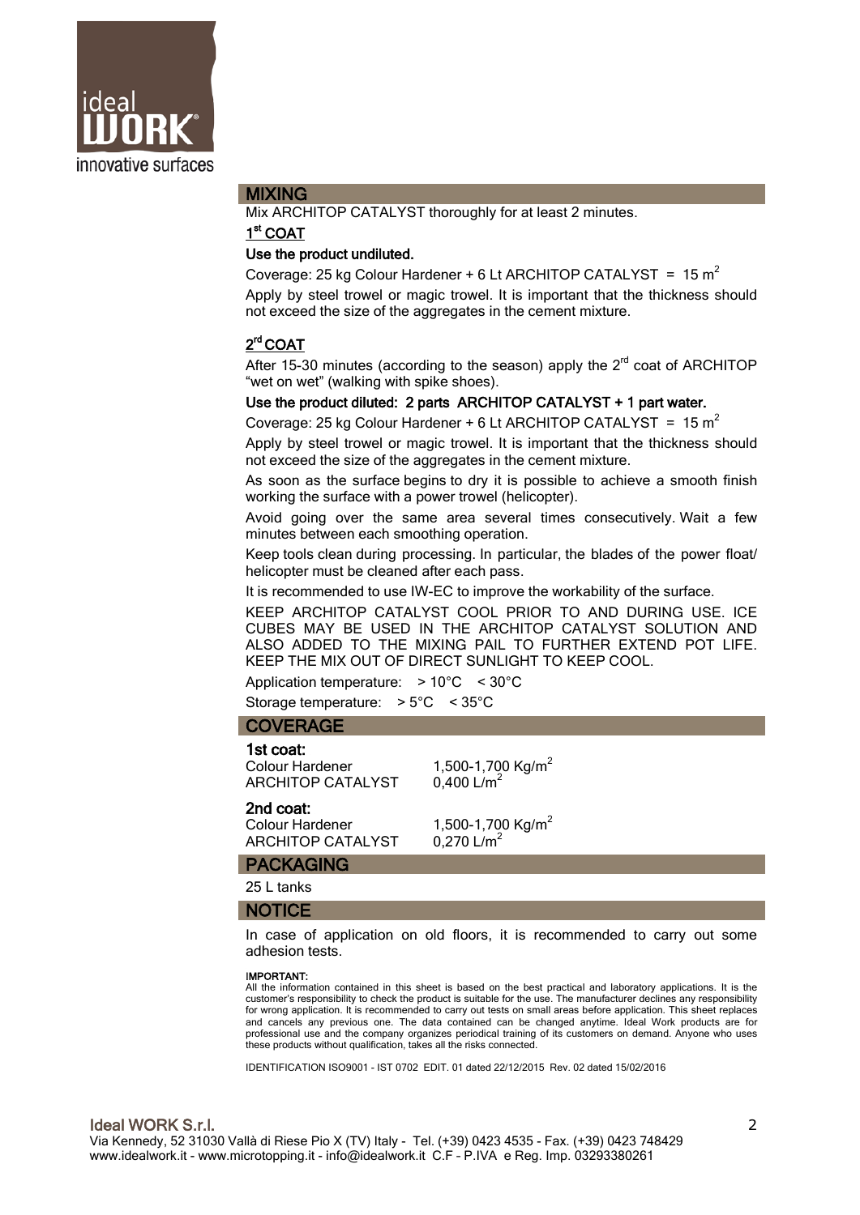## MIXING

Mix ARCHITOP CATALYST thoroughly for at least 2 minutes.

### 1st COAT

**Use the product undiluted.**

Coverage: 25 kg Colour Hardener + 6 Lt ARCHITOP CATALYST = 15 m$^2$

Apply by steel trowel or magic trowel. It is important that the thickness should not exceed the size of the aggregates in the cement mixture.

### 2rd COAT

After 15-30 minutes (according to the season) apply the 2rd coat of ARCHITOP "wet on wet" (walking with spike shoes).

**Use the product diluted: 2 parts ARCHITOP CATALYST + 1 part water.**

Coverage: 25 kg Colour Hardener + 6 Lt ARCHITOP CATALYST = 15 m$^2$

Apply by steel trowel or magic trowel. It is important that the thickness should not exceed the size of the aggregates in the cement mixture.

As soon as the surface begins to dry it is possible to achieve a smooth finish working the surface with a power trowel (helicopter).

Avoid going over the same area several times consecutively. Wait a few minutes between each smoothing operation.

Keep tools clean during processing. In particular, the blades of the power float/ helicopter must be cleaned after each pass.

It is recommended to use IW-EC to improve the workability of the surface.

KEEP ARCHITOP CATALYST COOL PRIOR TO AND DURING USE. ICE CUBES MAY BE USED IN THE ARCHITOP CATALYST SOLUTION AND ALSO ADDED TO THE MIXING PAIL TO FURTHER EXTEND POT LIFE. KEEP THE MIX OUT OF DIRECT SUNLIGHT TO KEEP COOL.

Application temperature: > 10°C < 30°C

Storage temperature: > 5°C < 35°C

## COVERAGE

**1st coat:**

| | |
|---|---|
| Colour Hardener | 1,500-1,700 Kg/m$^2$ |
| ARCHITOP CATALYST | 0,400 L/m$^2$ |

**2nd coat:**

| | |
|---|---|
| Colour Hardener | 1,500-1,700 Kg/m$^2$ |
| ARCHITOP CATALYST | 0,270 L/m$^2$ |

## PACKAGING

25 L tanks

## NOTICE

In case of application on old floors, it is recommended to carry out some adhesion tests.

**IMPORTANT:**
All the information contained in this sheet is based on the best practical and laboratory applications. It is the customer's responsibility to check the product is suitable for the use. The manufacturer declines any responsibility for wrong application. It is recommended to carry out tests on small areas before application. This sheet replaces and cancels any previous one. The data contained can be changed anytime. Ideal Work products are for professional use and the company organizes periodical training of its customers on demand. Anyone who uses these products without qualification, takes all the risks connected.

IDENTIFICATION ISO9001 - IST 0702 EDIT. 01 dated 22/12/2015 Rev. 02 dated 15/02/2016